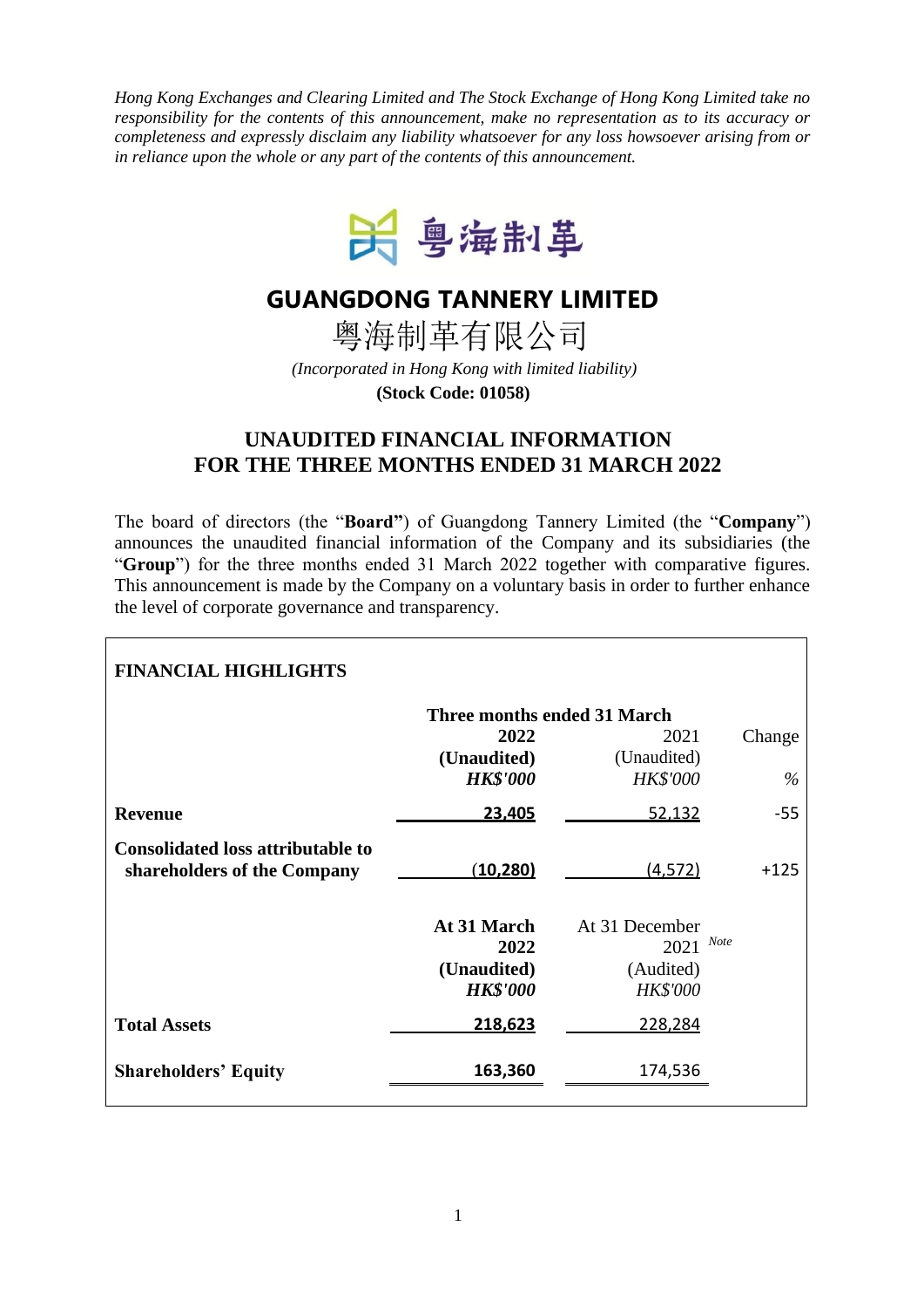*Hong Kong Exchanges and Clearing Limited and The Stock Exchange of Hong Kong Limited take no responsibility for the contents of this announcement, make no representation as to its accuracy or completeness and expressly disclaim any liability whatsoever for any loss howsoever arising from or in reliance upon the whole or any part of the contents of this announcement.*

粤海制革

# GUANGDONG TANNERY LIMITED

# 粤海制革有限公司

*(Incorporated in Hong Kong with limited liability)*

**(Stock Code: 01058)**

## UNAUDITED FINANCIAL INFORMATION FOR THE THREE MONTHS ENDED 31 MARCH 2022

The board of directors (the "**Board"**) of Guangdong Tannery Limited (the "**Company**") announces the unaudited financial information of the Company and its subsidiaries (the "**Group**") for the three months ended 31 March 2022 together with comparative figures. This announcement is made by the Company on a voluntary basis in order to further enhance the level of corporate governance and transparency.

**FINANCIAL HIGHLIGHTS**

| | **Three months ended 31 March** | | |
|---|---|---|---|
| | **2022** | 2021 | Change |
| | **(Unaudited)** | (Unaudited) | |
| | ***HK$'000*** | *HK$'000* | *%* |
| **Revenue** | **23,405** | 52,132 | -55 |
| **Consolidated loss attributable to shareholders of the Company** | **(10,280)** | (4,572) | +125 |

| | **At 31 March 2022** | At 31 December 2021 *Note* |
|---|---|---|
| | **(Unaudited)** | (Audited) |
| | ***HK$'000*** | *HK$'000* |
| **Total Assets** | **218,623** | 228,284 |
| **Shareholders' Equity** | **163,360** | 174,536 |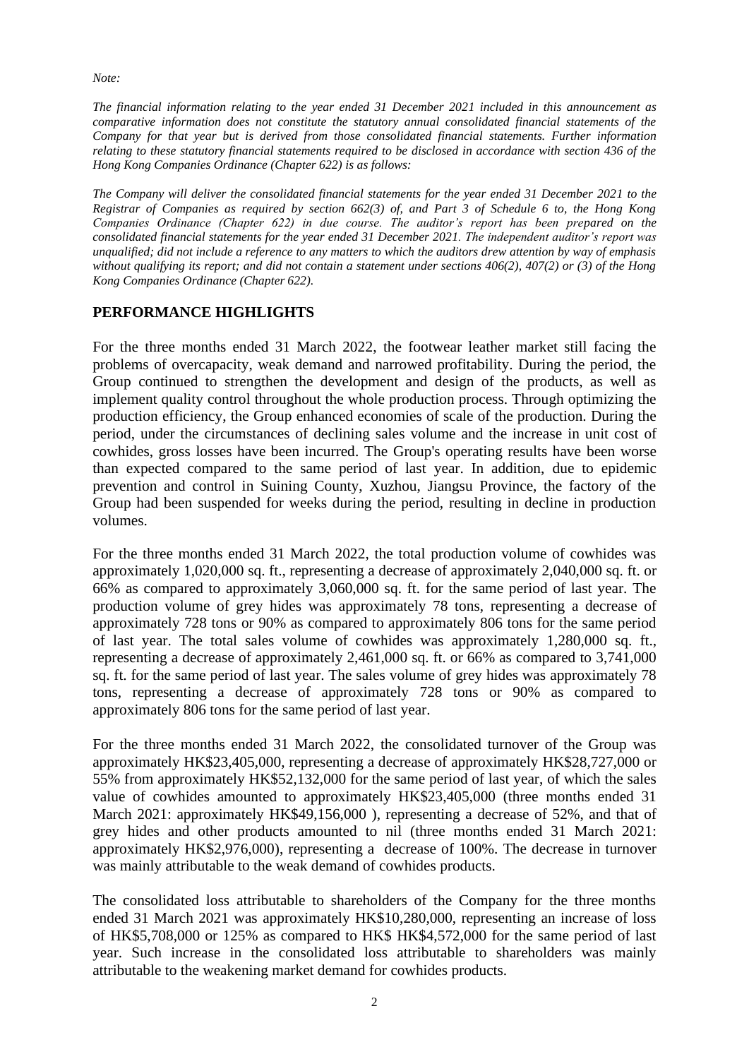*Note:*

*The financial information relating to the year ended 31 December 2021 included in this announcement as comparative information does not constitute the statutory annual consolidated financial statements of the Company for that year but is derived from those consolidated financial statements. Further information relating to these statutory financial statements required to be disclosed in accordance with section 436 of the Hong Kong Companies Ordinance (Chapter 622) is as follows:*

*The Company will deliver the consolidated financial statements for the year ended 31 December 2021 to the Registrar of Companies as required by section 662(3) of, and Part 3 of Schedule 6 to, the Hong Kong Companies Ordinance (Chapter 622) in due course. The auditor's report has been prepared on the consolidated financial statements for the year ended 31 December 2021. The independent auditor's report was unqualified; did not include a reference to any matters to which the auditors drew attention by way of emphasis without qualifying its report; and did not contain a statement under sections 406(2), 407(2) or (3) of the Hong Kong Companies Ordinance (Chapter 622).*

## PERFORMANCE HIGHLIGHTS

For the three months ended 31 March 2022, the footwear leather market still facing the problems of overcapacity, weak demand and narrowed profitability. During the period, the Group continued to strengthen the development and design of the products, as well as implement quality control throughout the whole production process. Through optimizing the production efficiency, the Group enhanced economies of scale of the production. During the period, under the circumstances of declining sales volume and the increase in unit cost of cowhides, gross losses have been incurred. The Group's operating results have been worse than expected compared to the same period of last year. In addition, due to epidemic prevention and control in Suining County, Xuzhou, Jiangsu Province, the factory of the Group had been suspended for weeks during the period, resulting in decline in production volumes.

For the three months ended 31 March 2022, the total production volume of cowhides was approximately 1,020,000 sq. ft., representing a decrease of approximately 2,040,000 sq. ft. or 66% as compared to approximately 3,060,000 sq. ft. for the same period of last year. The production volume of grey hides was approximately 78 tons, representing a decrease of approximately 728 tons or 90% as compared to approximately 806 tons for the same period of last year. The total sales volume of cowhides was approximately 1,280,000 sq. ft., representing a decrease of approximately 2,461,000 sq. ft. or 66% as compared to 3,741,000 sq. ft. for the same period of last year. The sales volume of grey hides was approximately 78 tons, representing a decrease of approximately 728 tons or 90% as compared to approximately 806 tons for the same period of last year.

For the three months ended 31 March 2022, the consolidated turnover of the Group was approximately HK$23,405,000, representing a decrease of approximately HK$28,727,000 or 55% from approximately HK$52,132,000 for the same period of last year, of which the sales value of cowhides amounted to approximately HK$23,405,000 (three months ended 31 March 2021: approximately HK$49,156,000 ), representing a decrease of 52%, and that of grey hides and other products amounted to nil (three months ended 31 March 2021: approximately HK$2,976,000), representing a decrease of 100%. The decrease in turnover was mainly attributable to the weak demand of cowhides products.

The consolidated loss attributable to shareholders of the Company for the three months ended 31 March 2021 was approximately HK$10,280,000, representing an increase of loss of HK$5,708,000 or 125% as compared to HK$ HK$4,572,000 for the same period of last year. Such increase in the consolidated loss attributable to shareholders was mainly attributable to the weakening market demand for cowhides products.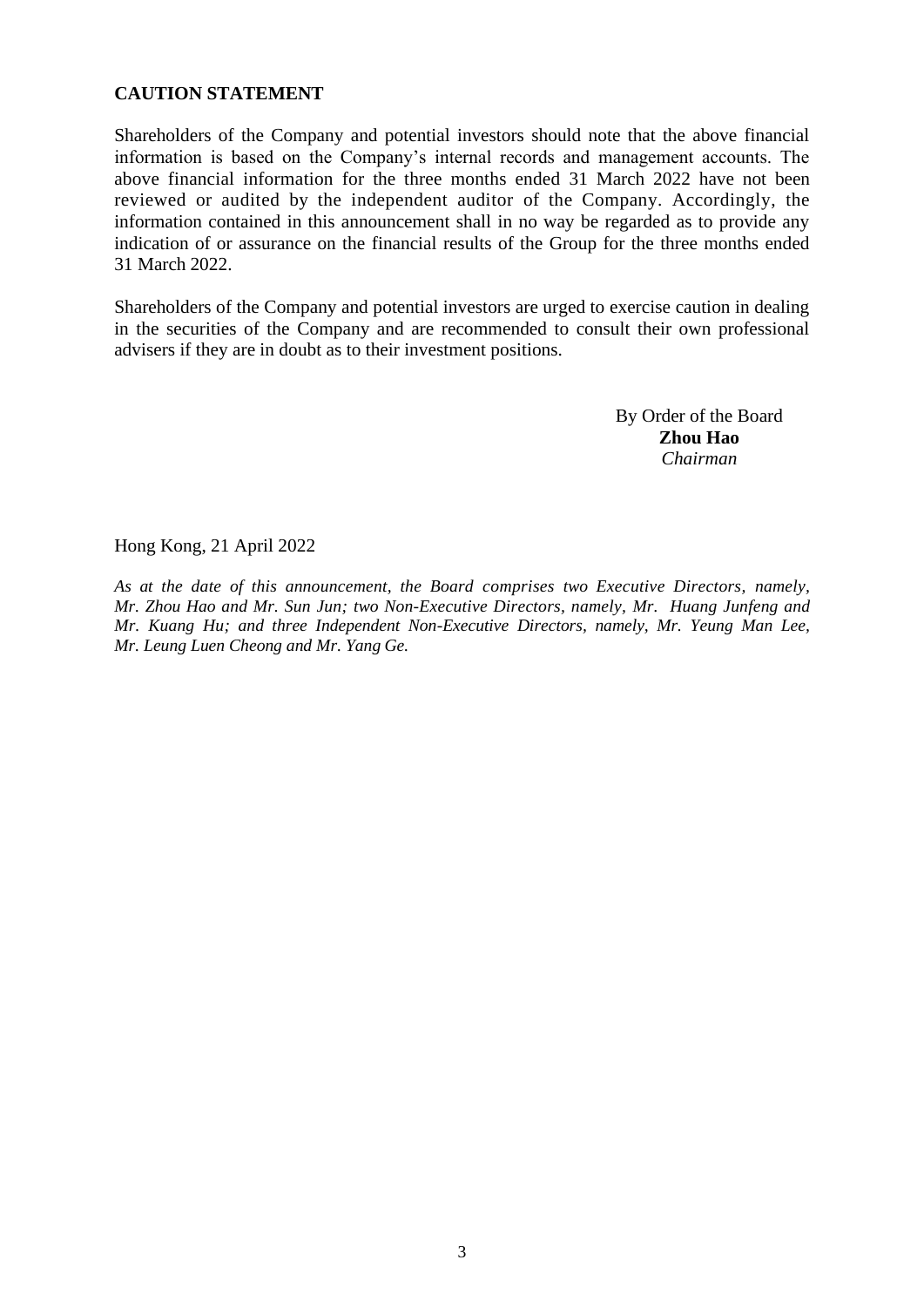**CAUTION STATEMENT**

Shareholders of the Company and potential investors should note that the above financial information is based on the Company's internal records and management accounts. The above financial information for the three months ended 31 March 2022 have not been reviewed or audited by the independent auditor of the Company. Accordingly, the information contained in this announcement shall in no way be regarded as to provide any indication of or assurance on the financial results of the Group for the three months ended 31 March 2022.

Shareholders of the Company and potential investors are urged to exercise caution in dealing in the securities of the Company and are recommended to consult their own professional advisers if they are in doubt as to their investment positions.

By Order of the Board
**Zhou Hao**
*Chairman*

Hong Kong, 21 April 2022

*As at the date of this announcement, the Board comprises two Executive Directors, namely, Mr. Zhou Hao and Mr. Sun Jun; two Non-Executive Directors, namely, Mr. Huang Junfeng and Mr. Kuang Hu; and three Independent Non-Executive Directors, namely, Mr. Yeung Man Lee, Mr. Leung Luen Cheong and Mr. Yang Ge.*